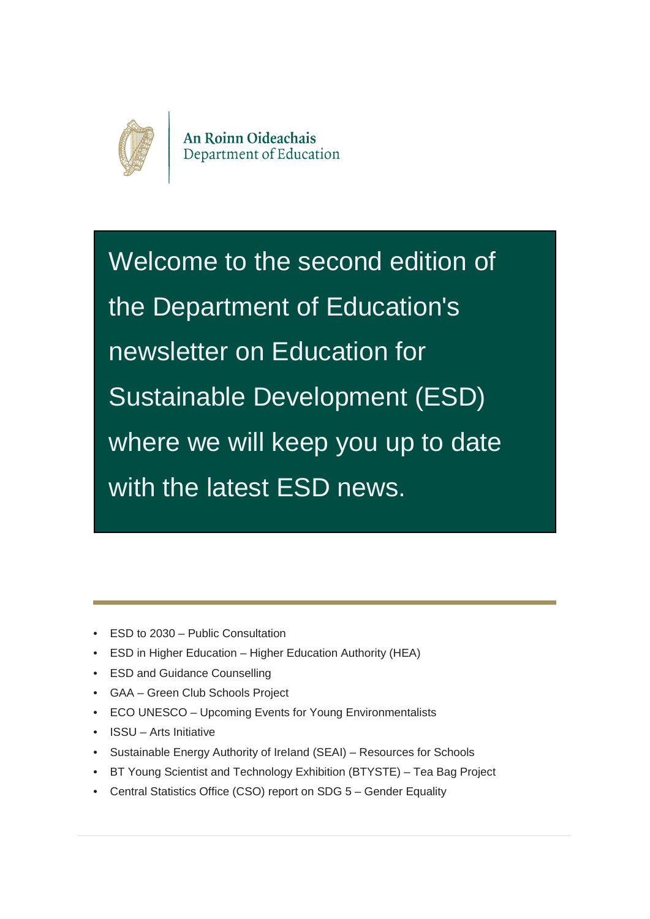An Roinn Oideachais
Department of Education

# Welcome to the second edition of the Department of Education's newsletter on Education for Sustainable Development (ESD) where we will keep you up to date with the latest ESD news.

- ESD to 2030 – Public Consultation
- ESD in Higher Education – Higher Education Authority (HEA)
- ESD and Guidance Counselling
- GAA – Green Club Schools Project
- ECO UNESCO – Upcoming Events for Young Environmentalists
- ISSU – Arts Initiative
- Sustainable Energy Authority of Ireland (SEAI) – Resources for Schools
- BT Young Scientist and Technology Exhibition (BTYSTE) – Tea Bag Project
- Central Statistics Office (CSO) report on SDG 5 – Gender Equality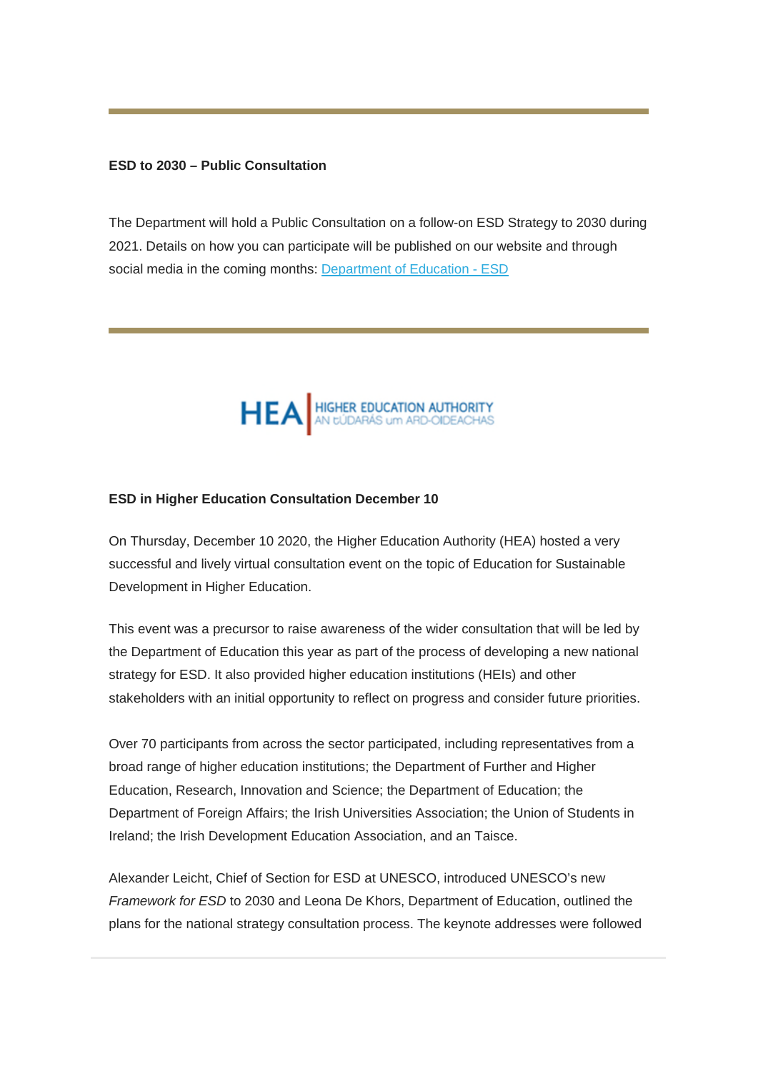**ESD to 2030 – Public Consultation**

The Department will hold a Public Consultation on a follow-on ESD Strategy to 2030 during 2021. Details on how you can participate will be published on our website and through social media in the coming months: [Department of Education - ESD]

---

HEA | HIGHER EDUCATION AUTHORITY
AN tÚDARÁS um ARD-OIDEACHAS

**ESD in Higher Education Consultation December 10**

On Thursday, December 10 2020, the Higher Education Authority (HEA) hosted a very successful and lively virtual consultation event on the topic of Education for Sustainable Development in Higher Education.

This event was a precursor to raise awareness of the wider consultation that will be led by the Department of Education this year as part of the process of developing a new national strategy for ESD. It also provided higher education institutions (HEIs) and other stakeholders with an initial opportunity to reflect on progress and consider future priorities.

Over 70 participants from across the sector participated, including representatives from a broad range of higher education institutions; the Department of Further and Higher Education, Research, Innovation and Science; the Department of Education; the Department of Foreign Affairs; the Irish Universities Association; the Union of Students in Ireland; the Irish Development Education Association, and an Taisce.

Alexander Leicht, Chief of Section for ESD at UNESCO, introduced UNESCO's new *Framework for ESD* to 2030 and Leona De Khors, Department of Education, outlined the plans for the national strategy consultation process. The keynote addresses were followed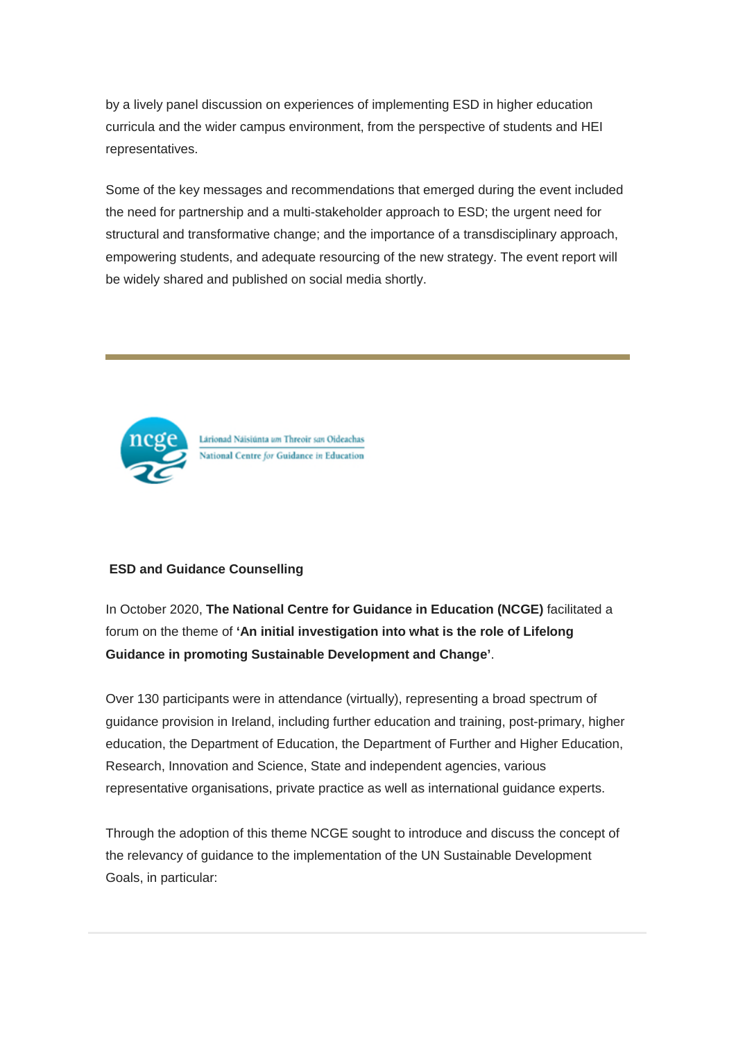by a lively panel discussion on experiences of implementing ESD in higher education curricula and the wider campus environment, from the perspective of students and HEI representatives.

Some of the key messages and recommendations that emerged during the event included the need for partnership and a multi-stakeholder approach to ESD; the urgent need for structural and transformative change; and the importance of a transdisciplinary approach, empowering students, and adequate resourcing of the new strategy. The event report will be widely shared and published on social media shortly.

---

ncge Lárionad Náisiúnta um Threoir san Oideachas
National Centre for Guidance in Education

**ESD and Guidance Counselling**

In October 2020, **The National Centre for Guidance in Education (NCGE)** facilitated a forum on the theme of **'An initial investigation into what is the role of Lifelong Guidance in promoting Sustainable Development and Change'**.

Over 130 participants were in attendance (virtually), representing a broad spectrum of guidance provision in Ireland, including further education and training, post-primary, higher education, the Department of Education, the Department of Further and Higher Education, Research, Innovation and Science, State and independent agencies, various representative organisations, private practice as well as international guidance experts.

Through the adoption of this theme NCGE sought to introduce and discuss the concept of the relevancy of guidance to the implementation of the UN Sustainable Development Goals, in particular: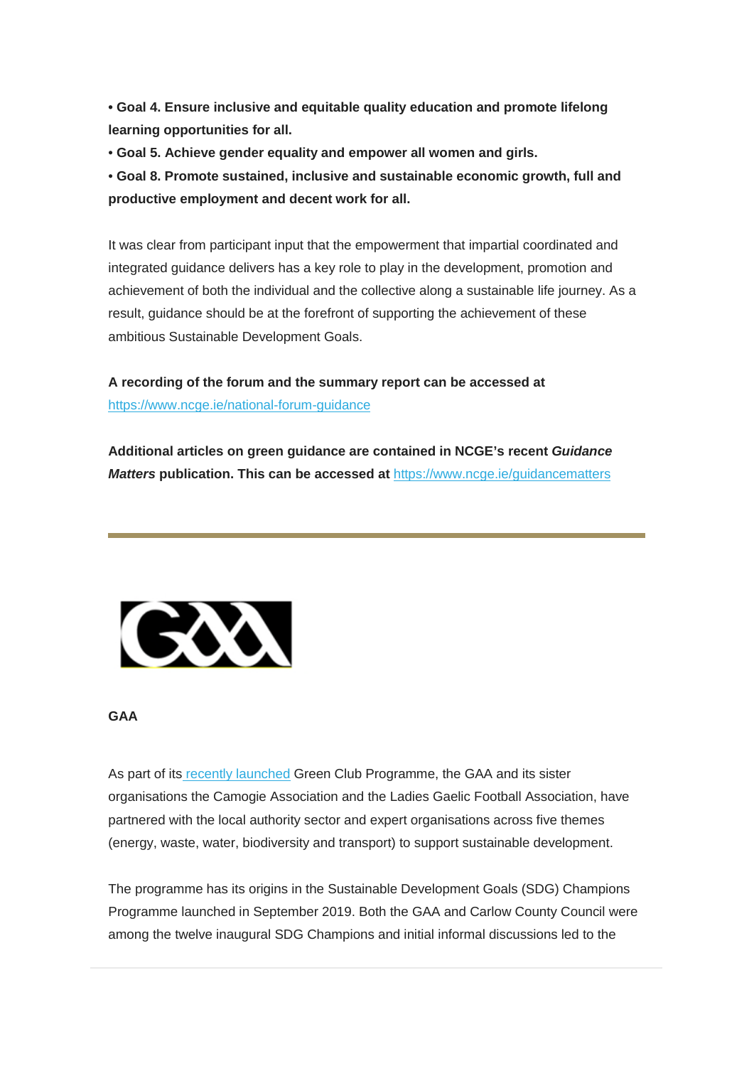• **Goal 4. Ensure inclusive and equitable quality education and promote lifelong learning opportunities for all.**
• **Goal 5. Achieve gender equality and empower all women and girls.**
• **Goal 8. Promote sustained, inclusive and sustainable economic growth, full and productive employment and decent work for all.**

It was clear from participant input that the empowerment that impartial coordinated and integrated guidance delivers has a key role to play in the development, promotion and achievement of both the individual and the collective along a sustainable life journey. As a result, guidance should be at the forefront of supporting the achievement of these ambitious Sustainable Development Goals.

**A recording of the forum and the summary report can be accessed at** https://www.ncge.ie/national-forum-guidance

**Additional articles on green guidance are contained in NCGE's recent *Guidance Matters* publication. This can be accessed at** https://www.ncge.ie/guidancematters

---

## GAA

As part of its recently launched Green Club Programme, the GAA and its sister organisations the Camogie Association and the Ladies Gaelic Football Association, have partnered with the local authority sector and expert organisations across five themes (energy, waste, water, biodiversity and transport) to support sustainable development.

The programme has its origins in the Sustainable Development Goals (SDG) Champions Programme launched in September 2019. Both the GAA and Carlow County Council were among the twelve inaugural SDG Champions and initial informal discussions led to the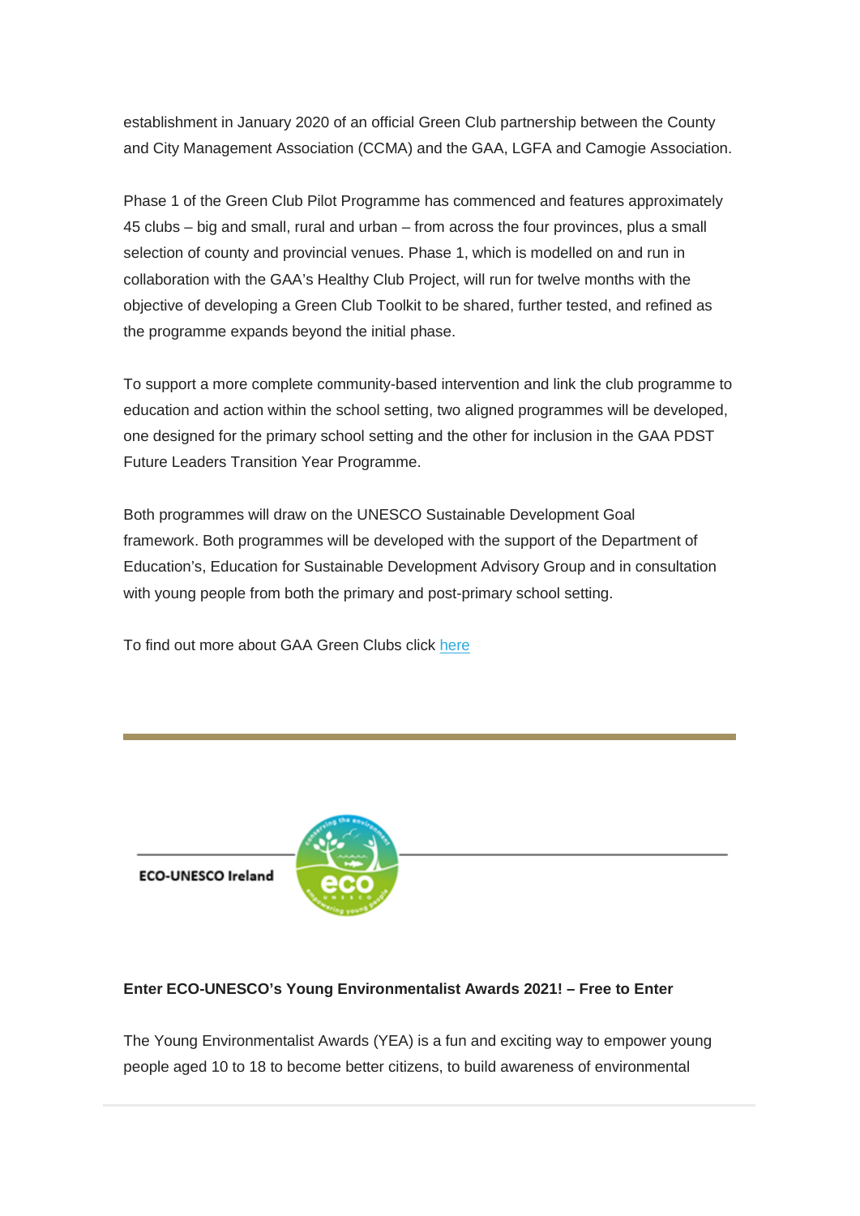establishment in January 2020 of an official Green Club partnership between the County and City Management Association (CCMA) and the GAA, LGFA and Camogie Association.

Phase 1 of the Green Club Pilot Programme has commenced and features approximately 45 clubs – big and small, rural and urban – from across the four provinces, plus a small selection of county and provincial venues. Phase 1, which is modelled on and run in collaboration with the GAA's Healthy Club Project, will run for twelve months with the objective of developing a Green Club Toolkit to be shared, further tested, and refined as the programme expands beyond the initial phase.

To support a more complete community-based intervention and link the club programme to education and action within the school setting, two aligned programmes will be developed, one designed for the primary school setting and the other for inclusion in the GAA PDST Future Leaders Transition Year Programme.

Both programmes will draw on the UNESCO Sustainable Development Goal framework. Both programmes will be developed with the support of the Department of Education's, Education for Sustainable Development Advisory Group and in consultation with young people from both the primary and post-primary school setting.

To find out more about GAA Green Clubs click [here]

---

ECO-UNESCO Ireland

**Enter ECO-UNESCO's Young Environmentalist Awards 2021! – Free to Enter**

The Young Environmentalist Awards (YEA) is a fun and exciting way to empower young people aged 10 to 18 to become better citizens, to build awareness of environmental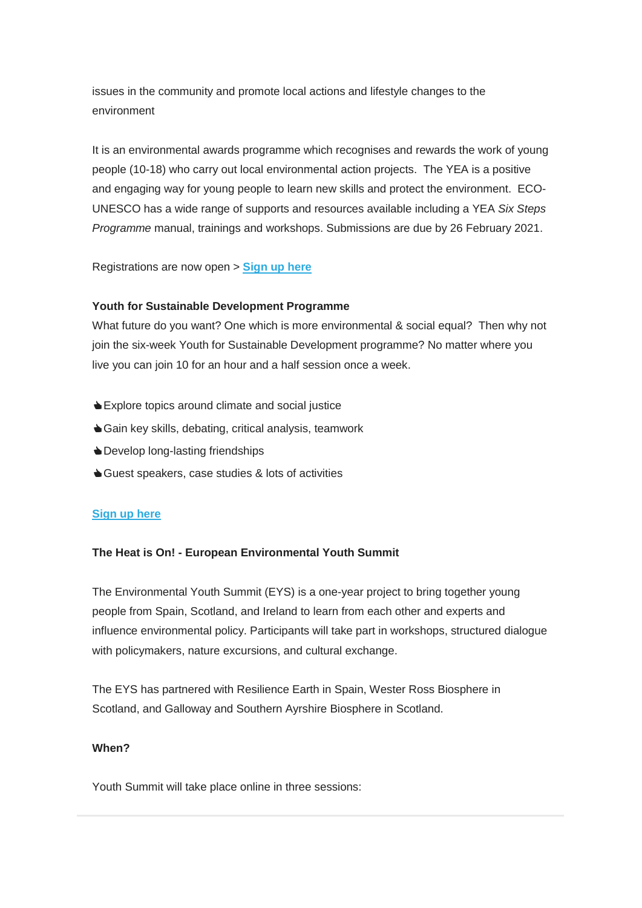issues in the community and promote local actions and lifestyle changes to the environment

It is an environmental awards programme which recognises and rewards the work of young people (10-18) who carry out local environmental action projects.  The YEA is a positive and engaging way for young people to learn new skills and protect the environment.  ECO-UNESCO has a wide range of supports and resources available including a YEA *Six Steps Programme* manual, trainings and workshops. Submissions are due by 26 February 2021.

Registrations are now open > **Sign up here**

**Youth for Sustainable Development Programme**
What future do you want? One which is more environmental & social equal?  Then why not join the six-week Youth for Sustainable Development programme? No matter where you live you can join 10 for an hour and a half session once a week.

👍Explore topics around climate and social justice
👍Gain key skills, debating, critical analysis, teamwork
👍Develop long-lasting friendships
👍Guest speakers, case studies & lots of activities

**Sign up here**

**The Heat is On! - European Environmental Youth Summit**

The Environmental Youth Summit (EYS) is a one-year project to bring together young people from Spain, Scotland, and Ireland to learn from each other and experts and influence environmental policy. Participants will take part in workshops, structured dialogue with policymakers, nature excursions, and cultural exchange.

The EYS has partnered with Resilience Earth in Spain, Wester Ross Biosphere in Scotland, and Galloway and Southern Ayrshire Biosphere in Scotland.

**When?**

Youth Summit will take place online in three sessions: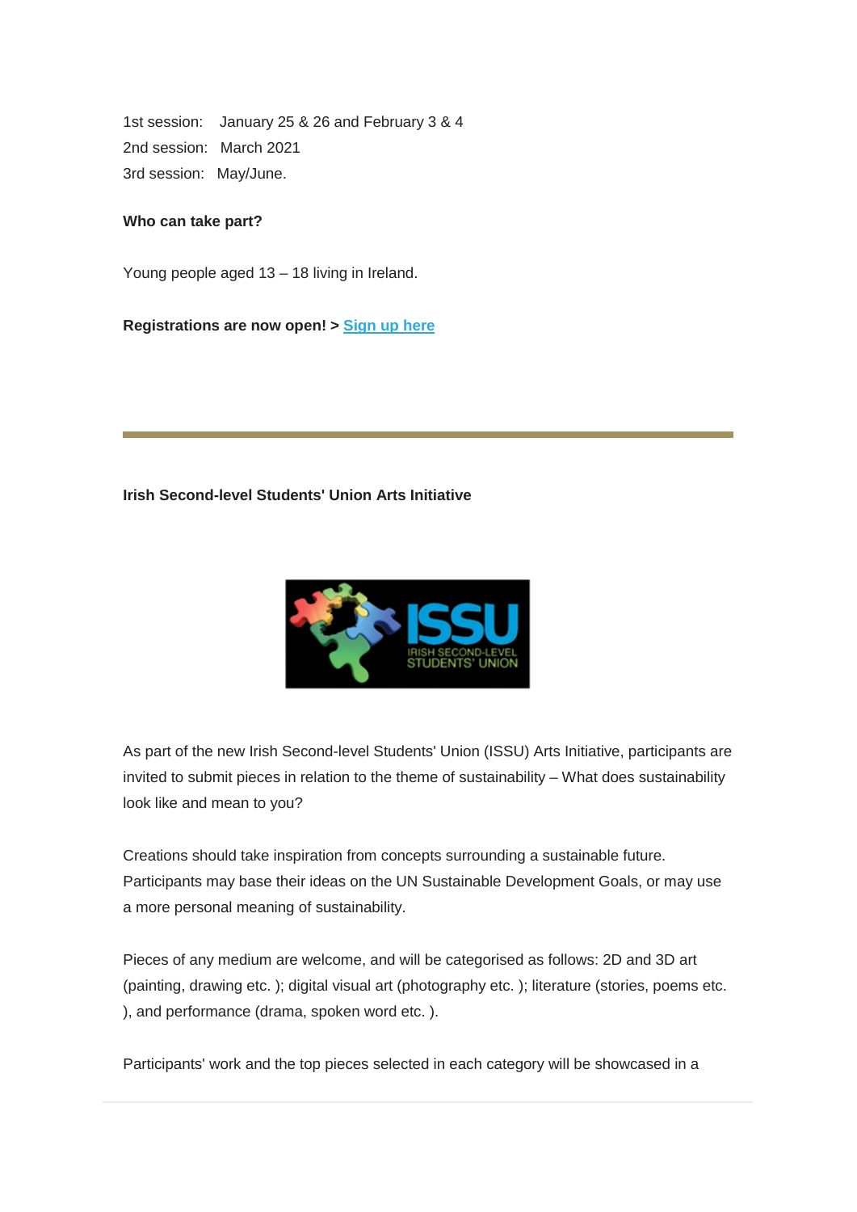1st session: January 25 & 26 and February 3 & 4
2nd session: March 2021
3rd session: May/June.

**Who can take part?**

Young people aged 13 – 18 living in Ireland.

**Registrations are now open! > Sign up here**

---

**Irish Second-level Students' Union Arts Initiative**

As part of the new Irish Second-level Students' Union (ISSU) Arts Initiative, participants are invited to submit pieces in relation to the theme of sustainability – What does sustainability look like and mean to you?

Creations should take inspiration from concepts surrounding a sustainable future. Participants may base their ideas on the UN Sustainable Development Goals, or may use a more personal meaning of sustainability.

Pieces of any medium are welcome, and will be categorised as follows: 2D and 3D art (painting, drawing etc. ); digital visual art (photography etc. ); literature (stories, poems etc. ), and performance (drama, spoken word etc. ).

Participants' work and the top pieces selected in each category will be showcased in a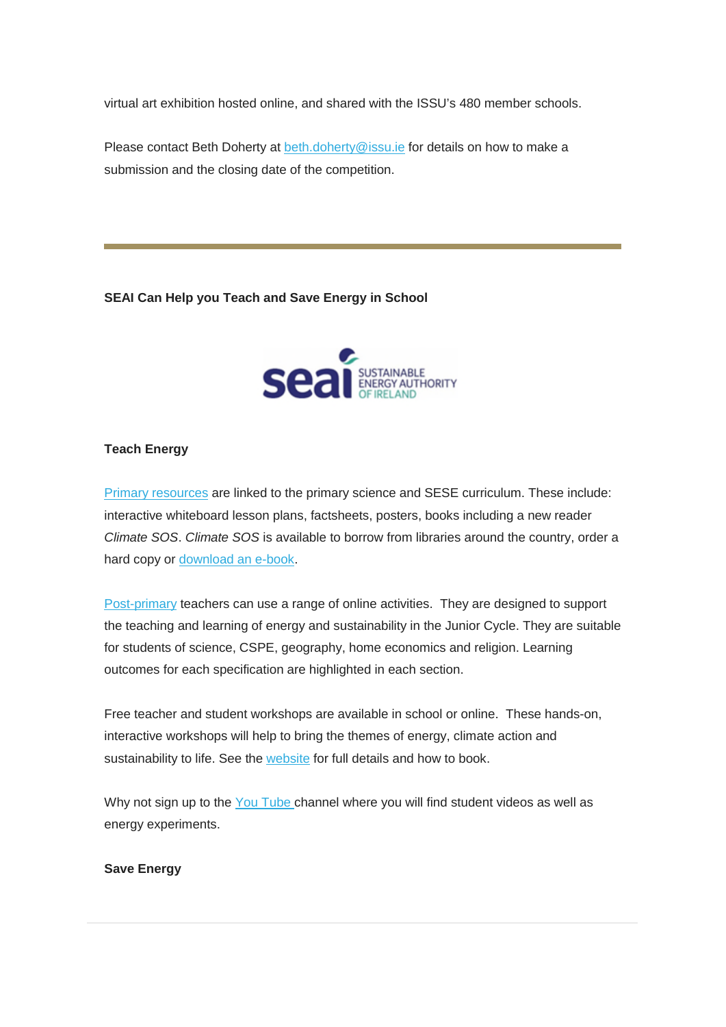virtual art exhibition hosted online, and shared with the ISSU's 480 member schools.

Please contact Beth Doherty at beth.doherty@issu.ie for details on how to make a submission and the closing date of the competition.

---

**SEAI Can Help you Teach and Save Energy in School**

**Teach Energy**

Primary resources are linked to the primary science and SESE curriculum. These include: interactive whiteboard lesson plans, factsheets, posters, books including a new reader *Climate SOS*. *Climate SOS* is available to borrow from libraries around the country, order a hard copy or download an e-book.

Post-primary teachers can use a range of online activities. They are designed to support the teaching and learning of energy and sustainability in the Junior Cycle. They are suitable for students of science, CSPE, geography, home economics and religion. Learning outcomes for each specification are highlighted in each section.

Free teacher and student workshops are available in school or online. These hands-on, interactive workshops will help to bring the themes of energy, climate action and sustainability to life. See the website for full details and how to book.

Why not sign up to the You Tube channel where you will find student videos as well as energy experiments.

**Save Energy**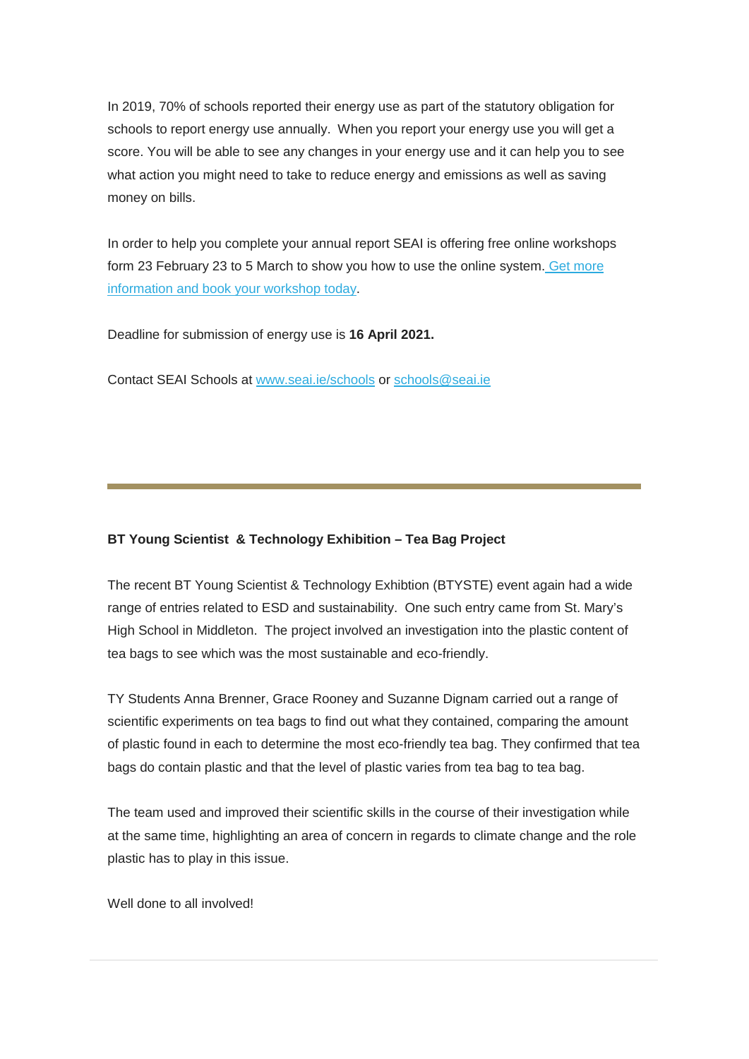In 2019, 70% of schools reported their energy use as part of the statutory obligation for schools to report energy use annually.  When you report your energy use you will get a score. You will be able to see any changes in your energy use and it can help you to see what action you might need to take to reduce energy and emissions as well as saving money on bills.

In order to help you complete your annual report SEAI is offering free online workshops form 23 February 23 to 5 March to show you how to use the online system. [Get more information and book your workshop today](#).

Deadline for submission of energy use is **16 April 2021.**

Contact SEAI Schools at [www.seai.ie/schools](www.seai.ie/schools) or [schools@seai.ie](mailto:schools@seai.ie)

---

**BT Young Scientist  & Technology Exhibition – Tea Bag Project**

The recent BT Young Scientist & Technology Exhibtion (BTYSTE) event again had a wide range of entries related to ESD and sustainability.  One such entry came from St. Mary's High School in Middleton.  The project involved an investigation into the plastic content of tea bags to see which was the most sustainable and eco-friendly.

TY Students Anna Brenner, Grace Rooney and Suzanne Dignam carried out a range of scientific experiments on tea bags to find out what they contained, comparing the amount of plastic found in each to determine the most eco-friendly tea bag. They confirmed that tea bags do contain plastic and that the level of plastic varies from tea bag to tea bag.

The team used and improved their scientific skills in the course of their investigation while at the same time, highlighting an area of concern in regards to climate change and the role plastic has to play in this issue.

Well done to all involved!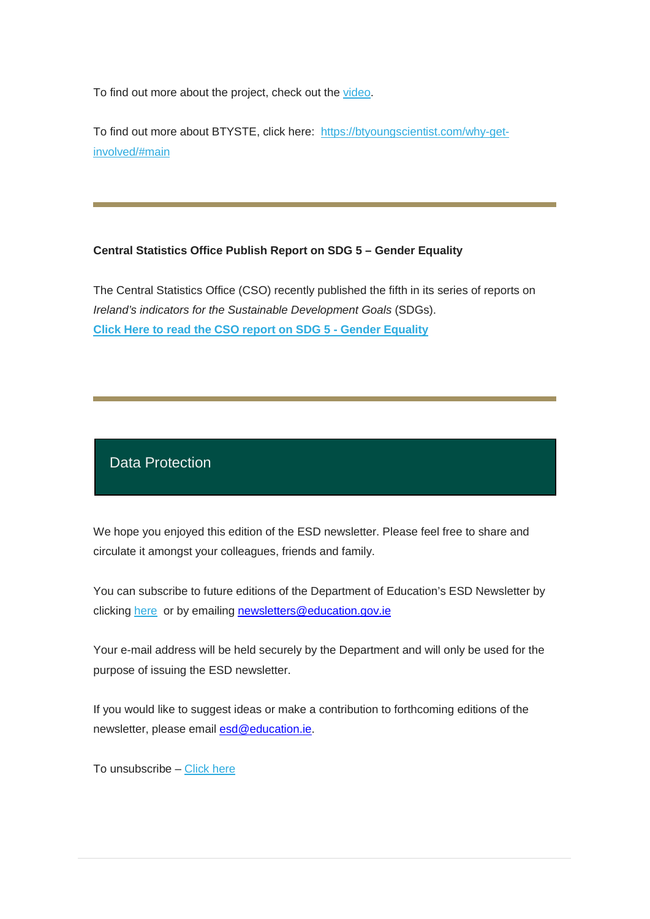To find out more about the project, check out the video.

To find out more about BTYSTE, click here: https://btyoungscientist.com/why-get-involved/#main

---

**Central Statistics Office Publish Report on SDG 5 – Gender Equality**

The Central Statistics Office (CSO) recently published the fifth in its series of reports on *Ireland's indicators for the Sustainable Development Goals* (SDGs).
**Click Here to read the CSO report on SDG 5 - Gender Equality**

---

## Data Protection

We hope you enjoyed this edition of the ESD newsletter. Please feel free to share and circulate it amongst your colleagues, friends and family.

You can subscribe to future editions of the Department of Education's ESD Newsletter by clicking here or by emailing newsletters@education.gov.ie

Your e-mail address will be held securely by the Department and will only be used for the purpose of issuing the ESD newsletter.

If you would like to suggest ideas or make a contribution to forthcoming editions of the newsletter, please email esd@education.ie.

To unsubscribe – Click here